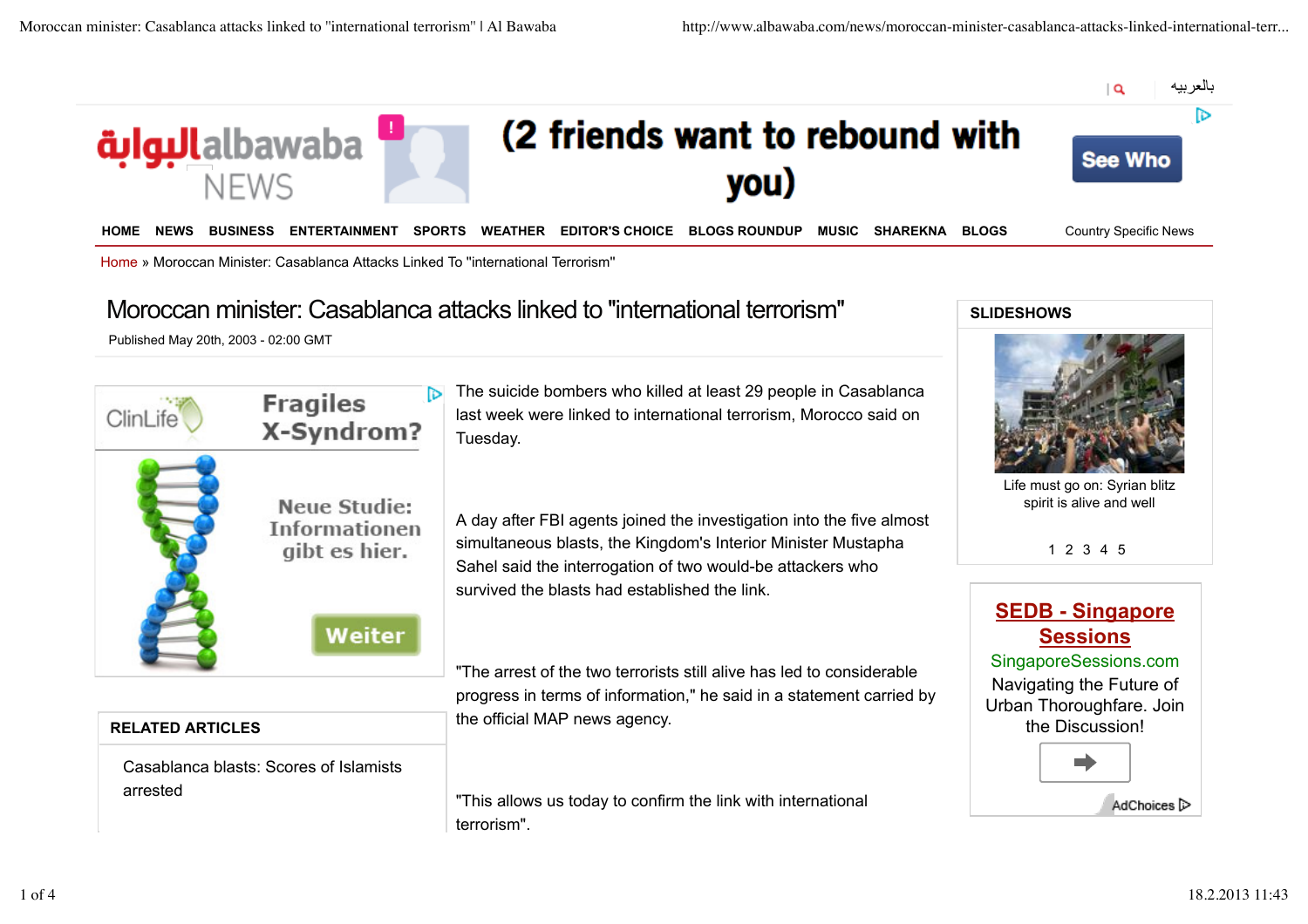بالعربيه

HOME NEWS BUSINESS ENTERTAINMENT SPORTS WEATHER EDITOR'S CHOICE BLOGS ROUNDUP MUSIC SHAREKNA BLOGS Country Specific News

Home » Moroccan Minister: Casablanca Attacks Linked To "international Terrorism"

# Moroccan minister: Casablanca attacks linked to "international terrorism"

Published May 20th, 2003 - 02:00 GMT

The suicide bombers who killed at least 29 people in Casablanca last week were linked to international terrorism, Morocco said on Tuesday.

A day after FBI agents joined the investigation into the five almost simultaneous blasts, the Kingdom's Interior Minister Mustapha Sahel said the interrogation of two would-be attackers who survived the blasts had established the link.

"The arrest of the two terrorists still alive has led to considerable progress in terms of information," he said in a statement carried by the official MAP news agency.

"This allows us today to confirm the link with international terrorism".

## RELATED ARTICLES

Casablanca blasts: Scores of Islamists arrested

## SLIDESHOWS

Life must go on: Syrian blitz spirit is alive and well

1 2 3 4 5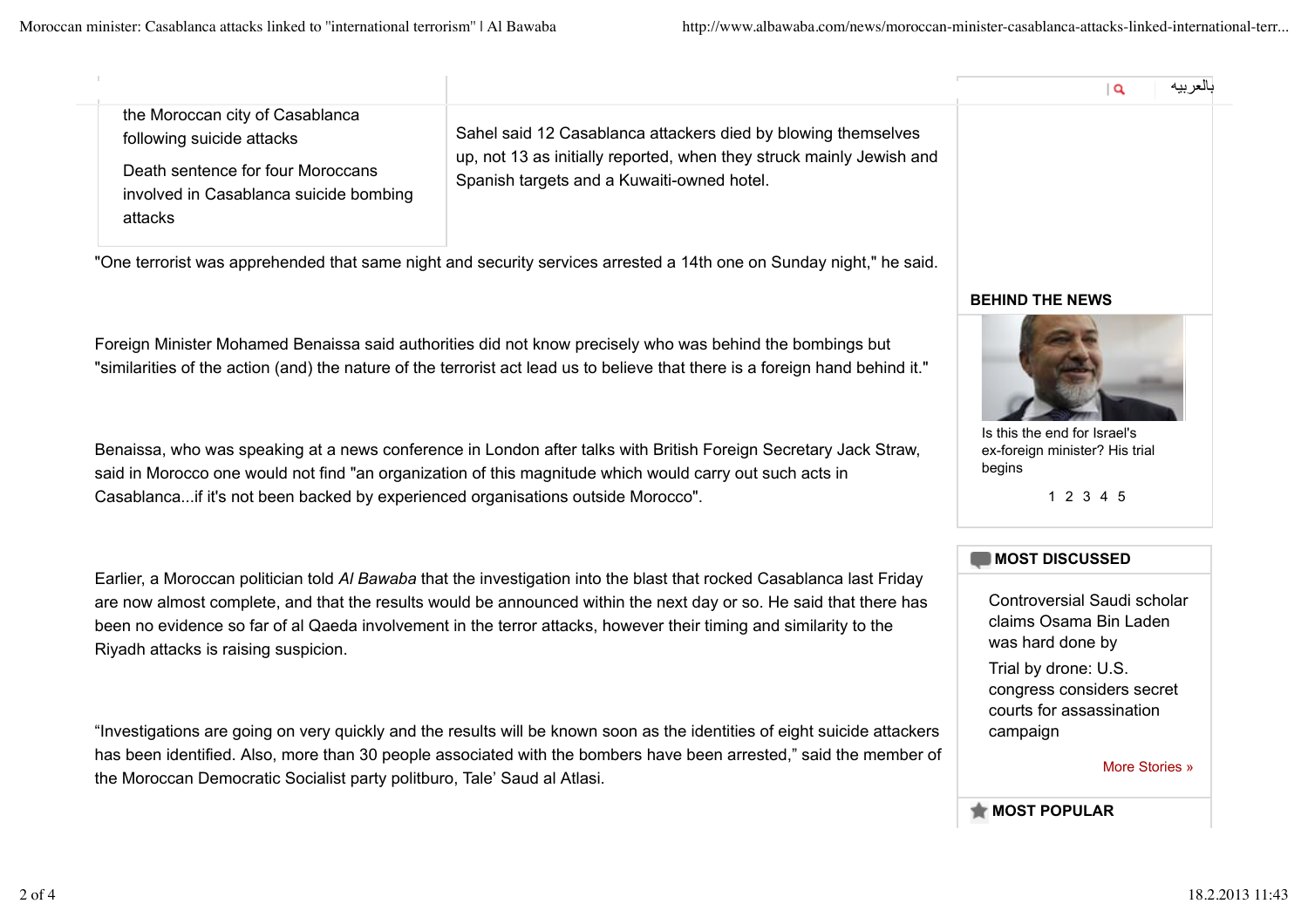the Moroccan city of Casablanca following suicide attacks

Death sentence for four Moroccans involved in Casablanca suicide bombing attacks

Sahel said 12 Casablanca attackers died by blowing themselves up, not 13 as initially reported, when they struck mainly Jewish and Spanish targets and a Kuwaiti-owned hotel.

"One terrorist was apprehended that same night and security services arrested a 14th one on Sunday night," he said.

Foreign Minister Mohamed Benaissa said authorities did not know precisely who was behind the bombings but "similarities of the action (and) the nature of the terrorist act lead us to believe that there is a foreign hand behind it."

Benaissa, who was speaking at a news conference in London after talks with British Foreign Secretary Jack Straw, said in Morocco one would not find "an organization of this magnitude which would carry out such acts in Casablanca...if it's not been backed by experienced organisations outside Morocco".

Earlier, a Moroccan politician told *Al Bawaba* that the investigation into the blast that rocked Casablanca last Friday are now almost complete, and that the results would be announced within the next day or so. He said that there has been no evidence so far of al Qaeda involvement in the terror attacks, however their timing and similarity to the Riyadh attacks is raising suspicion.

"Investigations are going on very quickly and the results will be known soon as the identities of eight suicide attackers has been identified. Also, more than 30 people associated with the bombers have been arrested," said the member of the Moroccan Democratic Socialist party politburo, Tale' Saud al Atlasi.

بالعربيه

**BEHIND THE NEWS**

Is this the end for Israel's ex-foreign minister? His trial begins

1 2 3 4 5

**MOST DISCUSSED**

Controversial Saudi scholar claims Osama Bin Laden was hard done by

Trial by drone: U.S. congress considers secret courts for assassination campaign

More Stories »

**MOST POPULAR**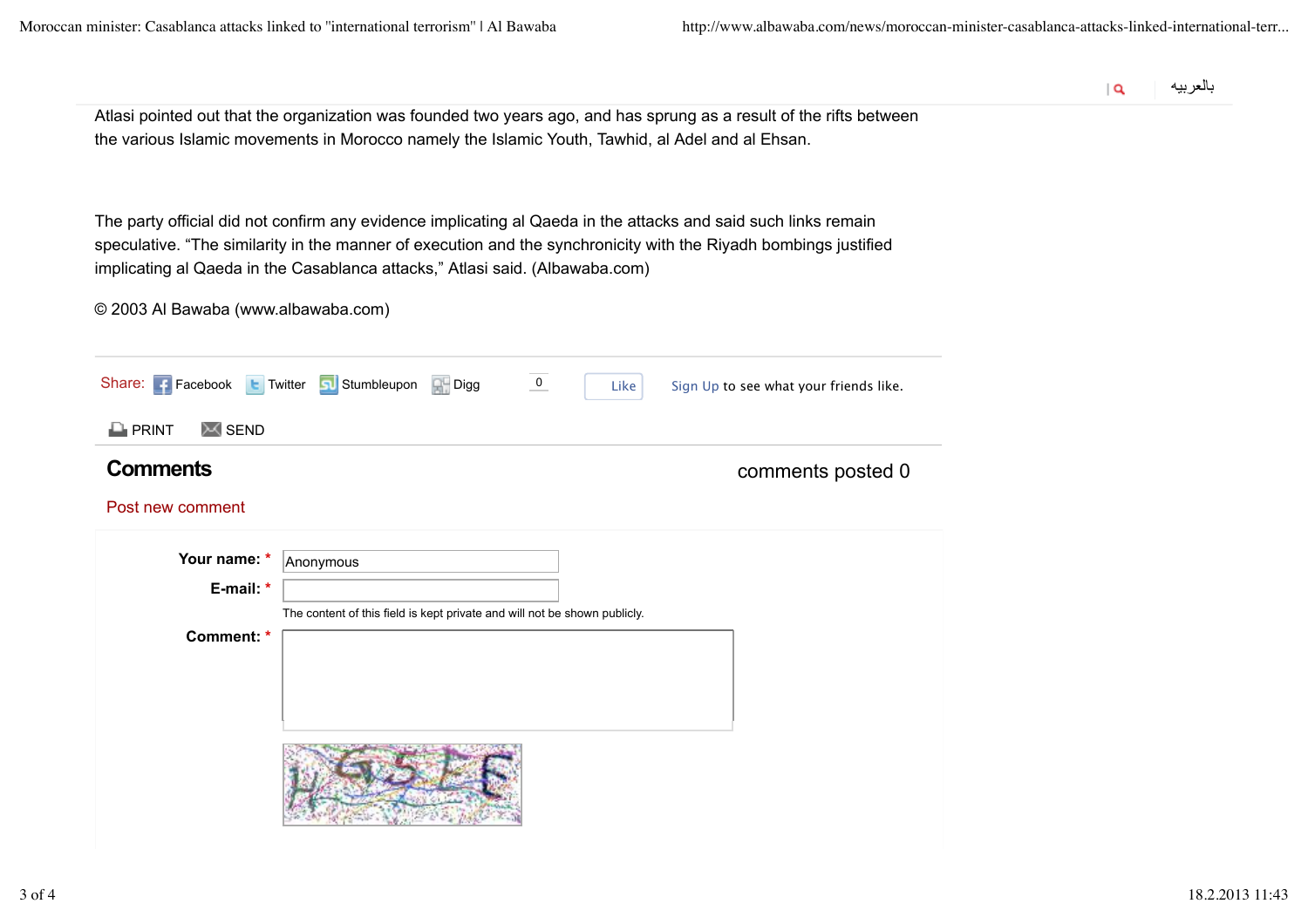بالعربيه

Atlasi pointed out that the organization was founded two years ago, and has sprung as a result of the rifts between the various Islamic movements in Morocco namely the Islamic Youth, Tawhid, al Adel and al Ehsan.

The party official did not confirm any evidence implicating al Qaeda in the attacks and said such links remain speculative. “The similarity in the manner of execution and the synchronicity with the Riyadh bombings justified implicating al Qaeda in the Casablanca attacks,” Atlasi said. (Albawaba.com)

© 2003 Al Bawaba (www.albawaba.com)

Share: Facebook Twitter Stumbleupon Digg 0 Like Sign Up to see what your friends like.

PRINT SEND

## Comments

comments posted 0

Post new comment

**Your name:** * Anonymous

**E-mail:** *

The content of this field is kept private and will not be shown publicly.

**Comment:** *